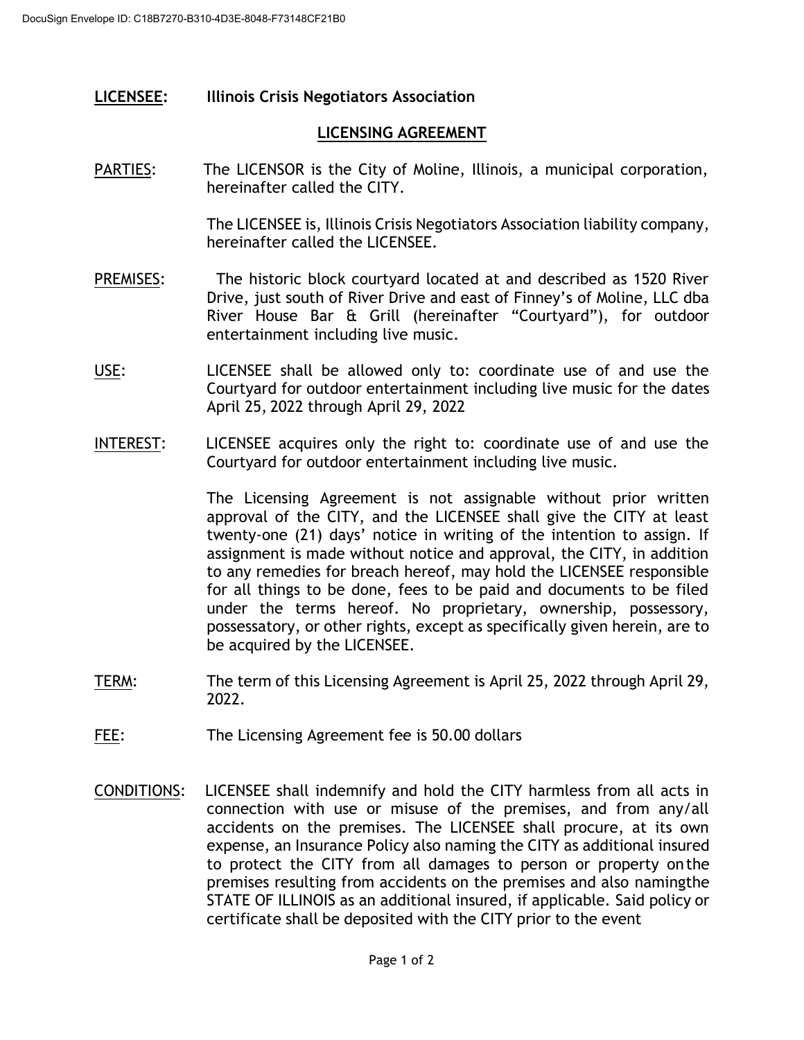**LICENSEE:** **Illinois Crisis Negotiators Association**

## LICENSING AGREEMENT

PARTIES: The LICENSOR is the City of Moline, Illinois, a municipal corporation, hereinafter called the CITY.

The LICENSEE is, Illinois Crisis Negotiators Association liability company, hereinafter called the LICENSEE.

PREMISES: The historic block courtyard located at and described as 1520 River Drive, just south of River Drive and east of Finney's of Moline, LLC dba River House Bar & Grill (hereinafter "Courtyard"), for outdoor entertainment including live music.

USE: LICENSEE shall be allowed only to: coordinate use of and use the Courtyard for outdoor entertainment including live music for the dates April 25, 2022 through April 29, 2022

INTEREST: LICENSEE acquires only the right to: coordinate use of and use the Courtyard for outdoor entertainment including live music.

The Licensing Agreement is not assignable without prior written approval of the CITY, and the LICENSEE shall give the CITY at least twenty-one (21) days' notice in writing of the intention to assign. If assignment is made without notice and approval, the CITY, in addition to any remedies for breach hereof, may hold the LICENSEE responsible for all things to be done, fees to be paid and documents to be filed under the terms hereof. No proprietary, ownership, possessory, possessatory, or other rights, except as specifically given herein, are to be acquired by the LICENSEE.

TERM: The term of this Licensing Agreement is April 25, 2022 through April 29, 2022.

FEE: The Licensing Agreement fee is 50.00 dollars

CONDITIONS: LICENSEE shall indemnify and hold the CITY harmless from all acts in connection with use or misuse of the premises, and from any/all accidents on the premises. The LICENSEE shall procure, at its own expense, an Insurance Policy also naming the CITY as additional insured to protect the CITY from all damages to person or property on the premises resulting from accidents on the premises and also naming the STATE OF ILLINOIS as an additional insured, if applicable. Said policy or certificate shall be deposited with the CITY prior to the event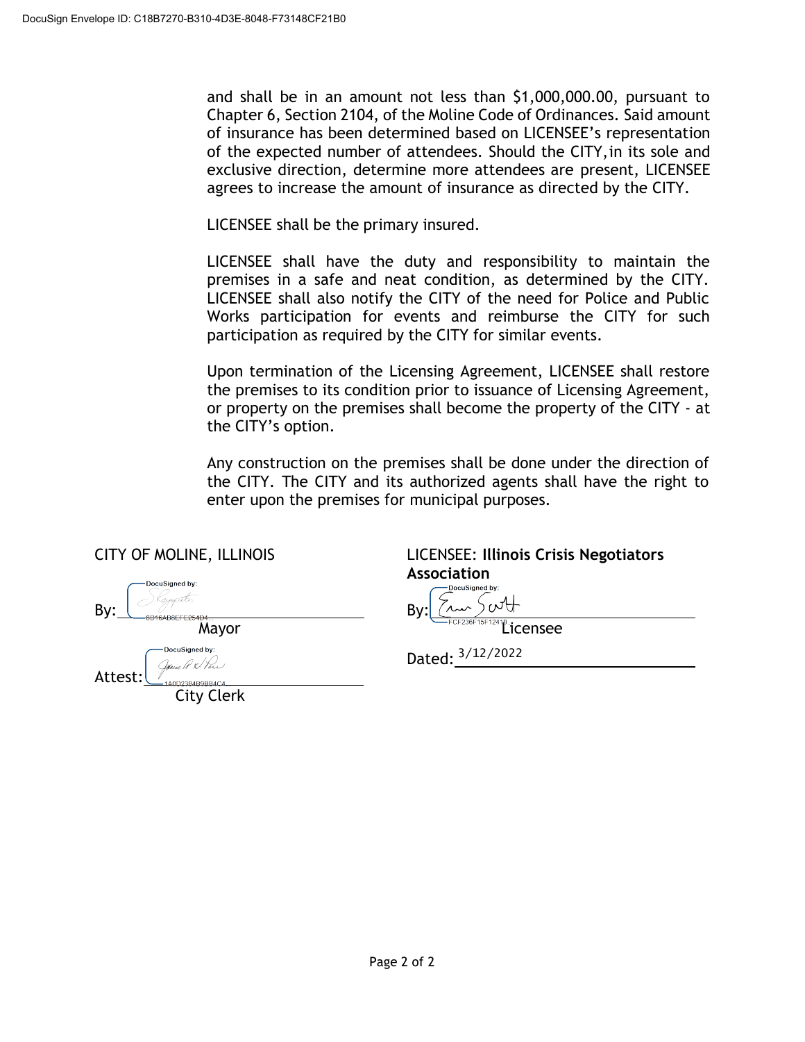and shall be in an amount not less than $1,000,000.00, pursuant to Chapter 6, Section 2104, of the Moline Code of Ordinances. Said amount of insurance has been determined based on LICENSEE's representation of the expected number of attendees. Should the CITY, in its sole and exclusive direction, determine more attendees are present, LICENSEE agrees to increase the amount of insurance as directed by the CITY.

LICENSEE shall be the primary insured.

LICENSEE shall have the duty and responsibility to maintain the premises in a safe and neat condition, as determined by the CITY. LICENSEE shall also notify the CITY of the need for Police and Public Works participation for events and reimburse the CITY for such participation as required by the CITY for similar events.

Upon termination of the Licensing Agreement, LICENSEE shall restore the premises to its condition prior to issuance of Licensing Agreement, or property on the premises shall become the property of the CITY - at the CITY's option.

Any construction on the premises shall be done under the direction of the CITY. The CITY and its authorized agents shall have the right to enter upon the premises for municipal purposes.

CITY OF MOLINE, ILLINOIS

By: DocuSigned by: 8D46AB8EFE254D4...
Mayor

Attest: DocuSigned by: 1A0D2384B9BB4C4...
City Clerk

LICENSEE: **Illinois Crisis Negotiators Association**

By: DocuSigned by: FCF236F15F12410...
Licensee

Dated: 3/12/2022